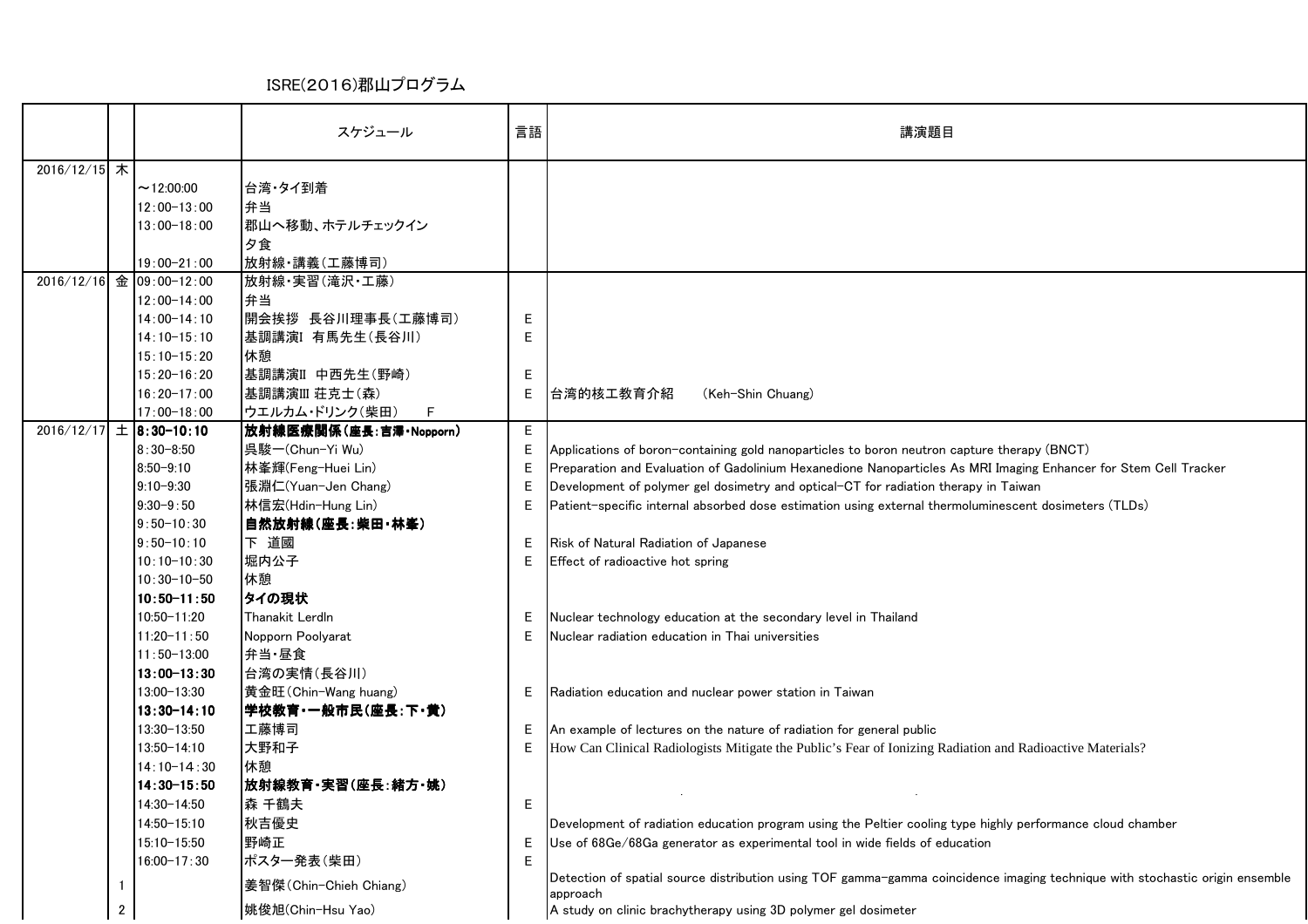# ISRE(2016)郡山プログラム

| | | | スケジュール | 言語 | 講演題目 |
|---|---|---|---|---|---|
| 2016/12/15 | 木 | | | | |
| | | ～12:00:00 | 台湾・タイ到着 | | |
| | | 12:00-13:00 | 弁当 | | |
| | | 13:00-18:00 | 郡山へ移動、ホテルチェックイン | | |
| | | | 夕食 | | |
| | | 19:00-21:00 | 放射線・講義（工藤博司） | | |
| 2016/12/16 | 金 | 09:00-12:00 | 放射線・実習（滝沢・工藤） | | |
| | | 12:00-14:00 | 弁当 | | |
| | | 14:00-14:10 | 開会挨拶　長谷川理事長（工藤博司） | E | |
| | | 14:10-15:10 | 基調講演I　有馬先生（長谷川） | E | |
| | | 15:10-15:20 | 休憩 | | |
| | | 15:20-16:20 | 基調講演II　中西先生（野崎） | E | |
| | | 16:20-17:00 | 基調講演III 莊克士（森） | E | 台湾的核工教育介紹　　(Keh-Shin Chuang) |
| | | 17:00-18:00 | ウエルカム・ドリンク（柴田）　　F | | |
| 2016/12/17 | 土 | **8:30-10:10** | **放射線医療関係（座長：吉澤・Nopporn）** | E | |
| | | 8:30-8:50 | 吳駿一(Chun-Yi Wu) | E | Applications of boron-containing gold nanoparticles to boron neutron capture therapy (BNCT) |
| | | 8:50-9:10 | 林峯輝(Feng-Huei Lin) | E | Preparation and Evaluation of Gadolinium Hexanedione Nanoparticles As MRI Imaging Enhancer for Stem Cell Tracker |
| | | 9:10-9:30 | 張淵仁(Yuan-Jen Chang) | E | Development of polymer gel dosimetry and optical-CT for radiation therapy in Taiwan |
| | | 9:30-9:50 | 林信宏(Hdin-Hung Lin) | E | Patient-specific internal absorbed dose estimation using external thermoluminescent dosimeters (TLDs) |
| | | 9:50-10:30 | **自然放射線（座長：柴田・林峯）** | | |
| | | 9:50-10:10 | 下　道國 | E | Risk of Natural Radiation of Japanese |
| | | 10:10-10:30 | 堀内公子 | E | Effect of radioactive hot spring |
| | | 10:30-10-50 | 休憩 | | |
| | | **10:50-11:50** | **タイの現状** | | |
| | | 10:50-11:20 | Thanakit Lerdln | E | Nuclear technology education at the secondary level in Thailand |
| | | 11:20-11:50 | Nopporn Poolyarat | E | Nuclear radiation education in Thai universities |
| | | 11:50-13:00 | 弁当・昼食 | | |
| | | **13:00-13:30** | 台湾の実情（長谷川） | | |
| | | 13:00-13:30 | 黃金旺(Chin-Wang huang) | E | Radiation education and nuclear power station in Taiwan |
| | | **13:30-14:10** | **学校教育・一般市民（座長：下・黄）** | | |
| | | 13:30-13:50 | 工藤博司 | E | An example of lectures on the nature of radiation for general public |
| | | 13:50-14:10 | 大野和子 | E | How Can Clinical Radiologists Mitigate the Public's Fear of Ionizing Radiation and Radioactive Materials? |
| | | 14:10-14:30 | 休憩 | | |
| | | **14:30-15:50** | **放射線教育・実習（座長：緒方・姚）** | | |
| | | 14:30-14:50 | 森 千鶴夫 | E | |
| | | 14:50-15:10 | 秋吉優史 | | Development of radiation education program using the Peltier cooling type highly performance cloud chamber |
| | | 15:10-15:50 | 野崎正 | E | Use of 68Ge/68Ga generator as experimental tool in wide fields of education |
| | | 16:00-17:30 | ポスター発表（柴田） | E | |
| | 1 | | 姜智傑(Chin-Chieh Chiang) | | Detection of spatial source distribution using TOF gamma-gamma coincidence imaging technique with stochastic origin ensemble approach |
| | 2 | | 姚俊旭(Chin-Hsu Yao) | | A study on clinic brachytherapy using 3D polymer gel dosimeter |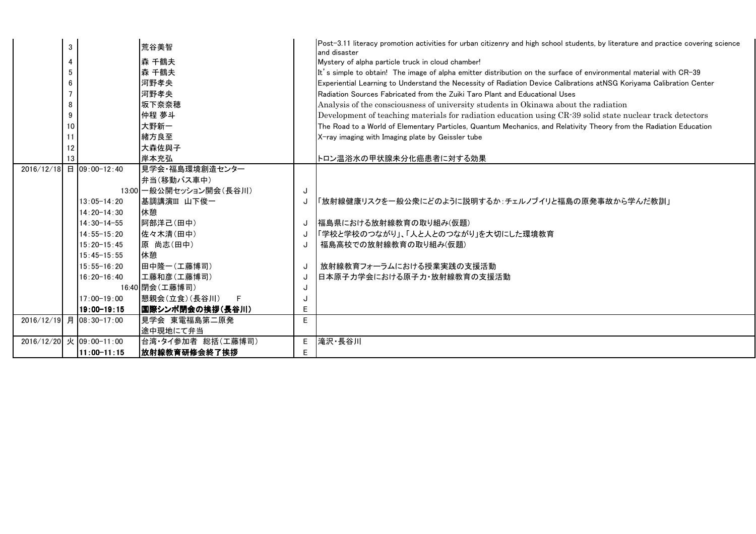| | | | | | |
|---|---|---|---|---|---|
| | 3 | | 荒谷美智 | | Post-3.11 literacy promotion activities for urban citizenry and high school students, by literature and practice covering science and disaster |
| | 4 | | 森 千鶴夫 | | Mystery of alpha particle truck in cloud chamber! |
| | 5 | | 森 千鶴夫 | | It's simple to obtain! The image of alpha emitter distribution on the surface of environmental material with CR-39 |
| | 6 | | 河野孝央 | | Experiential Learning to Understand the Necessity of Radiation Device Calibrations atNSG Koriyama Calibration Center |
| | 7 | | 河野孝央 | | Radiation Sources Fabricated from the Zuiki Taro Plant and Educational Uses |
| | 8 | | 坂下奈奈穂 | | Analysis of the consciousness of university students in Okinawa about the radiation |
| | 9 | | 仲程 夢斗 | | Development of teaching materials for radiation education using CR-39 solid state nuclear track detectors |
| | 10 | | 大野新一 | | The Road to a World of Elementary Particles, Quantum Mechanics, and Relativity Theory from the Radiation Education |
| | 11 | | 緒方良至 | | X-ray imaging with Imaging plate by Geissler tube |
| | 12 | | 大森佐與子 | | |
| | 13 | | 岸本充弘 | | トロン温浴水の甲状腺未分化癌患者に対する効果 |
| 2016/12/18 | 日 | 09:00-12:40 | 見学会・福島環境創造センター | | |
| | | | 弁当(移動バス車中) | | |
| | | 13:00 | 一般公開セッション開会(長谷川) | J | |
| | | 13:05-14:20 | 基調講演Ⅲ 山下俊一 | J | 「放射線健康リスクを一般公衆にどのように説明するか:チェルノブイリと福島の原発事故から学んだ教訓」 |
| | | 14:20-14:30 | 休憩 | | |
| | | 14:30-14-55 | 阿部洋己(田中) | J | 福島県における放射線教育の取り組み(仮題) |
| | | 14:55-15:20 | 佐々木清(田中) | J | 「学校と学校のつながり」、「人と人とのつながり」を大切にした環境教育 |
| | | 15:20-15:45 | 原 尚志(田中) | J | 福島高校での放射線教育の取り組み(仮題) |
| | | 15:45-15:55 | 休憩 | | |
| | | 15:55-16:20 | 田中隆一(工藤博司) | J | 放射線教育フォーラムにおける授業実践の支援活動 |
| | | 16:20-16:40 | 工藤和彦(工藤博司) | J | 日本原子力学会における原子力・放射線教育の支援活動 |
| | | 16:40 | 閉会(工藤博司) | J | |
| | | 17:00-19:00 | 懇親会(立食)(長谷川) F | J | |
| | | **19:00-19:15** | **国際シンポ閉会の挨拶(長谷川)** | E | |
| 2016/12/19 | 月 | 08:30-17:00 | 見学会 東電福島第二原発 | E | |
| | | | 途中現地にて弁当 | | |
| 2016/12/20 | 火 | 09:00-11:00 | 台湾・タイ参加者 総括(工藤博司) | E | 滝沢・長谷川 |
| | | **11:00-11:15** | **放射線教育研修会終了挨拶** | E | |